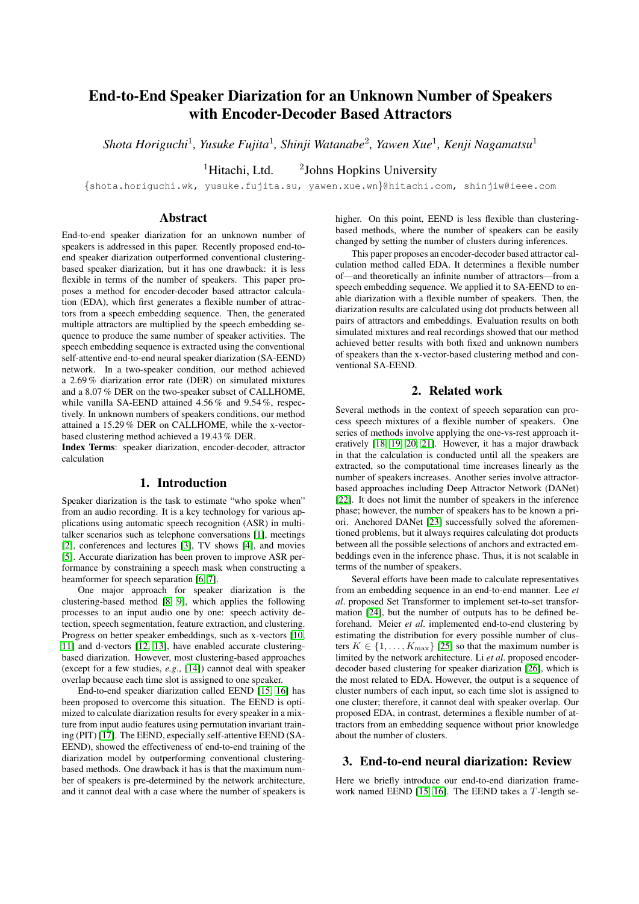# End-to-End Speaker Diarization for an Unknown Number of Speakers with Encoder-Decoder Based Attractors

*Shota Horiguchi*[1], *Yusuke Fujita*[1], *Shinji Watanabe*[2], *Yawen Xue*[1], *Kenji Nagamatsu*[1]

[1]Hitachi, Ltd. [2]Johns Hopkins University

{shota.horiguchi.wk, yusuke.fujita.su, yawen.xue.wn}@hitachi.com, shinjiw@ieee.com

## Abstract

End-to-end speaker diarization for an unknown number of speakers is addressed in this paper. Recently proposed end-to-end speaker diarization outperformed conventional clustering-based speaker diarization, but it has one drawback: it is less flexible in terms of the number of speakers. This paper proposes a method for encoder-decoder based attractor calculation (EDA), which first generates a flexible number of attractors from a speech embedding sequence. Then, the generated multiple attractors are multiplied by the speech embedding sequence to produce the same number of speaker activities. The speech embedding sequence is extracted using the conventional self-attentive end-to-end neural speaker diarization (SA-EEND) network. In a two-speaker condition, our method achieved a 2.69 % diarization error rate (DER) on simulated mixtures and a 8.07 % DER on the two-speaker subset of CALLHOME, while vanilla SA-EEND attained 4.56 % and 9.54 %, respectively. In unknown numbers of speakers conditions, our method attained a 15.29 % DER on CALLHOME, while the x-vector-based clustering method achieved a 19.43 % DER.

**Index Terms**: speaker diarization, encoder-decoder, attractor calculation

## 1. Introduction

Speaker diarization is the task to estimate "who spoke when" from an audio recording. It is a key technology for various applications using automatic speech recognition (ASR) in multi-talker scenarios such as telephone conversations [1], meetings [2], conferences and lectures [3], TV shows [4], and movies [5]. Accurate diarization has been proven to improve ASR performance by constraining a speech mask when constructing a beamformer for speech separation [6, 7].

One major approach for speaker diarization is the clustering-based method [8, 9], which applies the following processes to an input audio one by one: speech activity detection, speech segmentation, feature extraction, and clustering. Progress on better speaker embeddings, such as x-vectors [10, 11] and d-vectors [12, 13], have enabled accurate clustering-based diarization. However, most clustering-based approaches (except for a few studies, *e.g*., [14]) cannot deal with speaker overlap because each time slot is assigned to one speaker.

End-to-end speaker diarization called EEND [15, 16] has been proposed to overcome this situation. The EEND is optimized to calculate diarization results for every speaker in a mixture from input audio features using permutation invariant training (PIT) [17]. The EEND, especially self-attentive EEND (SA-EEND), showed the effectiveness of end-to-end training of the diarization model by outperforming conventional clustering-based methods. One drawback it has is that the maximum number of speakers is pre-determined by the network architecture, and it cannot deal with a case where the number of speakers is higher. On this point, EEND is less flexible than clustering-based methods, where the number of speakers can be easily changed by setting the number of clusters during inferences.

This paper proposes an encoder-decoder based attractor calculation method called EDA. It determines a flexible number of—and theoretically an infinite number of attractors—from a speech embedding sequence. We applied it to SA-EEND to enable diarization with a flexible number of speakers. Then, the diarization results are calculated using dot products between all pairs of attractors and embeddings. Evaluation results on both simulated mixtures and real recordings showed that our method achieved better results with both fixed and unknown numbers of speakers than the x-vector-based clustering method and conventional SA-EEND.

## 2. Related work

Several methods in the context of speech separation can process speech mixtures of a flexible number of speakers. One series of methods involve applying the one-vs-rest approach iteratively [18, 19, 20, 21]. However, it has a major drawback in that the calculation is conducted until all the speakers are extracted, so the computational time increases linearly as the number of speakers increases. Another series involve attractor-based approaches including Deep Attractor Network (DANet) [22]. It does not limit the number of speakers in the inference phase; however, the number of speakers has to be known a priori. Anchored DANet [23] successfully solved the aforementioned problems, but it always requires calculating dot products between all the possible selections of anchors and extracted embeddings even in the inference phase. Thus, it is not scalable in terms of the number of speakers.

Several efforts have been made to calculate representatives from an embedding sequence in an end-to-end manner. Lee *et al*. proposed Set Transformer to implement set-to-set transformation [24], but the number of outputs has to be defined beforehand. Meier *et al*. implemented end-to-end clustering by estimating the distribution for every possible number of clusters $K \in \{1, \ldots, K_{\max}\}$ [25] so that the maximum number is limited by the network architecture. Li *et al*. proposed encoder-decoder based clustering for speaker diarization [26], which is the most related to EDA. However, the output is a sequence of cluster numbers of each input, so each time slot is assigned to one cluster; therefore, it cannot deal with speaker overlap. Our proposed EDA, in contrast, determines a flexible number of attractors from an embedding sequence without prior knowledge about the number of clusters.

## 3. End-to-end neural diarization: Review

Here we briefly introduce our end-to-end diarization framework named EEND [15, 16]. The EEND takes a $T$-length se-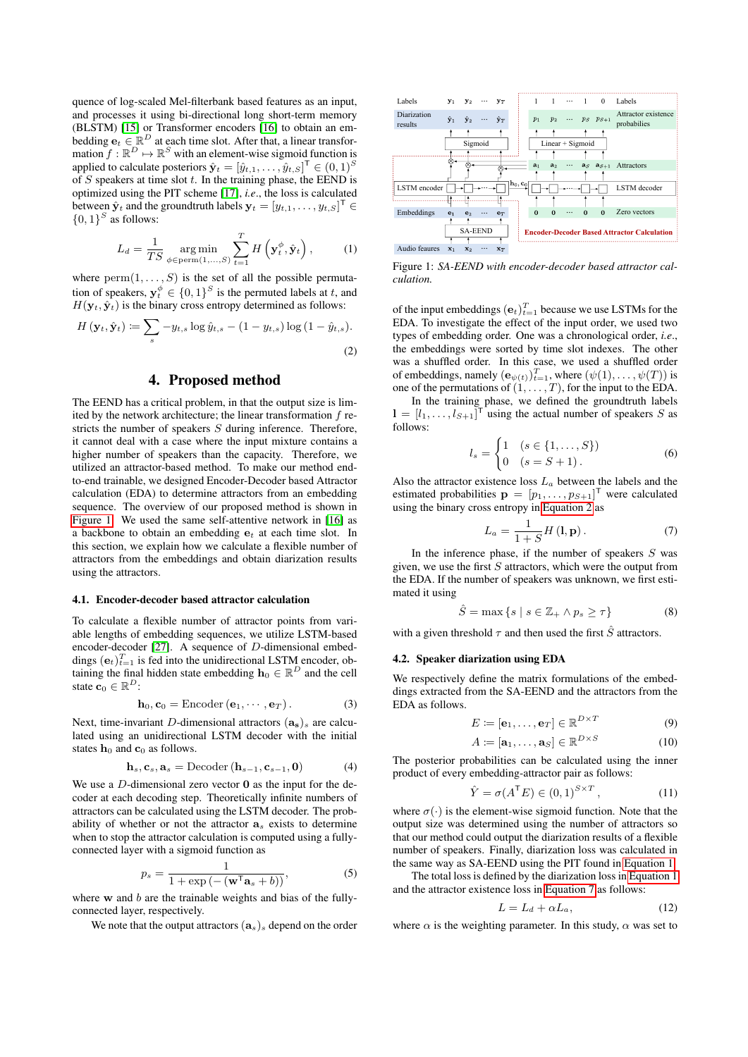quence of log-scaled Mel-filterbank based features as an input, and processes it using bi-directional long short-term memory (BLSTM) [15] or Transformer encoders [16] to obtain an embedding $\mathbf{e}_t \in \mathbb{R}^D$ at each time slot. After that, a linear transformation $f : \mathbb{R}^D \mapsto \mathbb{R}^S$ with an element-wise sigmoid function is applied to calculate posteriors $\hat{\mathbf{y}}_t = [\hat{y}_{t,1}, \ldots, \hat{y}_{t,S}]^\mathsf{T} \in (0,1)^S$ of $S$ speakers at time slot $t$. In the training phase, the EEND is optimized using the PIT scheme [17], *i.e.*, the loss is calculated between $\hat{\mathbf{y}}_t$ and the groundtruth labels $\mathbf{y}_t = [y_{t,1}, \ldots, y_{t,S}]^\mathsf{T} \in \{0,1\}^S$ as follows:

$$L_d = \frac{1}{TS} \mathop{\arg\min}_{\phi \in \mathrm{perm}(1,\ldots,S)} \sum_{t=1}^{T} H\left(\mathbf{y}_t^\phi, \hat{\mathbf{y}}_t\right), \tag{1}$$

where $\mathrm{perm}(1,\ldots,S)$ is the set of all the possible permutation of speakers, $\mathbf{y}_t^\phi \in \{0,1\}^S$ is the permuted labels at $t$, and $H(\mathbf{y}_t, \hat{\mathbf{y}}_t)$ is the binary cross entropy determined as follows:

$$H\left(\mathbf{y}_t, \hat{\mathbf{y}}_t\right) := \sum_s -y_{t,s} \log \hat{y}_{t,s} - (1 - y_{t,s}) \log\left(1 - \hat{y}_{t,s}\right). \tag{2}$$

## 4. Proposed method

The EEND has a critical problem, in that the output size is limited by the network architecture; the linear transformation $f$ restricts the number of speakers $S$ during inference. Therefore, it cannot deal with a case where the input mixture contains a higher number of speakers than the capacity. Therefore, we utilized an attractor-based method. To make our method end-to-end trainable, we designed Encoder-Decoder Based Attractor calculation (EDA) to determine attractors from an embedding sequence. The overview of our proposed method is shown in Figure 1. We used the same self-attentive network in [16] as a backbone to obtain an embedding $\mathbf{e}_t$ at each time slot. In this section, we explain how we calculate a flexible number of attractors from the embeddings and obtain diarization results using the attractors.

### 4.1. Encoder-decoder based attractor calculation

To calculate a flexible number of attractor points from variable lengths of embedding sequences, we utilize LSTM-based encoder-decoder [27]. A sequence of $D$-dimensional embeddings $(\mathbf{e}_t)_{t=1}^T$ is fed into the unidirectional LSTM encoder, obtaining the final hidden state embedding $\mathbf{h}_0 \in \mathbb{R}^D$ and the cell state $\mathbf{c}_0 \in \mathbb{R}^D$:

$$\mathbf{h}_0, \mathbf{c}_0 = \mathrm{Encoder}\left(\mathbf{e}_1, \cdots, \mathbf{e}_T\right). \tag{3}$$

Next, time-invariant $D$-dimensional attractors $(\mathbf{a_s})_s$ are calculated using an unidirectional LSTM decoder with the initial states $\mathbf{h}_0$ and $\mathbf{c}_0$ as follows.

$$\mathbf{h}_s, \mathbf{c}_s, \mathbf{a}_s = \mathrm{Decoder}\left(\mathbf{h}_{s-1}, \mathbf{c}_{s-1}, \mathbf{0}\right) \tag{4}$$

We use a $D$-dimensional zero vector $\mathbf{0}$ as the input for the decoder at each decoding step. Theoretically infinite numbers of attractors can be calculated using the LSTM decoder. The probability of whether or not the attractor $\mathbf{a}_s$ exists to determine when to stop the attractor calculation is computed using a fully-connected layer with a sigmoid function as

$$p_s = \frac{1}{1 + \exp\left(-\left(\mathbf{w}^\mathsf{T} \mathbf{a}_s + b\right)\right)}, \tag{5}$$

where $\mathbf{w}$ and $b$ are the trainable weights and bias of the fully-connected layer, respectively.

We note that the output attractors $(\mathbf{a}_s)_s$ depend on the order of the input embeddings $(\mathbf{e}_t)_{t=1}^T$ because we use LSTMs for the EDA. To investigate the effect of the input order, we used two types of embedding order. One was a chronological order, *i.e.*, the embeddings were sorted by time slot indexes. The other was a shuffled order. In this case, we used a shuffled order of embeddings, namely $(\mathbf{e}_{\psi(t)})_{t=1}^T$, where $(\psi(1), \ldots, \psi(T))$ is one of the permutations of $(1, \ldots, T)$, for the input to the EDA.

In the training phase, we defined the groundtruth labels $\mathbf{l} = [l_1, \ldots, l_{S+1}]^\mathsf{T}$ using the actual number of speakers $S$ as follows:

$$l_s = \begin{cases} 1 & (s \in \{1, \ldots, S\}) \\ 0 & (s = S+1). \end{cases} \tag{6}$$

Also the attractor existence loss $L_a$ between the labels and the estimated probabilities $\mathbf{p} = [p_1, \ldots, p_{S+1}]^\mathsf{T}$ were calculated using the binary cross entropy in Equation 2 as

$$L_a = \frac{1}{1+S} H\left(\mathbf{l}, \mathbf{p}\right). \tag{7}$$

In the inference phase, if the number of speakers $S$ was given, we use the first $S$ attractors, which were the output from the EDA. If the number of speakers was unknown, we first estimated it using

$$\hat{S} = \max\left\{s \mid s \in \mathbb{Z}_+ \wedge p_s \geq \tau\right\} \tag{8}$$

with a given threshold $\tau$ and then used the first $\hat{S}$ attractors.

### 4.2. Speaker diarization using EDA

We respectively define the matrix formulations of the embeddings extracted from the SA-EEND and the attractors from the EDA as follows.

$$E := [\mathbf{e}_1, \ldots, \mathbf{e}_T] \in \mathbb{R}^{D \times T} \tag{9}$$

$$A := [\mathbf{a}_1, \ldots, \mathbf{a}_S] \in \mathbb{R}^{D \times S} \tag{10}$$

The posterior probabilities can be calculated using the inner product of every embedding-attractor pair as follows:

$$\hat{Y} = \sigma(A^\mathsf{T} E) \in (0,1)^{S \times T}, \tag{11}$$

where $\sigma(\cdot)$ is the element-wise sigmoid function. Note that the output size was determined using the number of attractors so that our method could output the diarization results of a flexible number of speakers. Finally, diarization loss was calculated in the same way as SA-EEND using the PIT found in Equation 1.

The total loss is defined by the diarization loss in Equation 1 and the attractor existence loss in Equation 7 as follows:

$$L = L_d + \alpha L_a, \tag{12}$$

where $\alpha$ is the weighting parameter. In this study, $\alpha$ was set to

Labels $\mathbf{y}_1$ $\mathbf{y}_2$ ⋯ $\mathbf{y}_T$
Diarization results $\hat{\mathbf{y}}_1$ $\hat{\mathbf{y}}_2$ ⋯ $\hat{\mathbf{y}}_T$
Sigmoid
LSTM encoder
Embeddings $\mathbf{e}_1$ $\mathbf{e}_2$ ⋯ $\mathbf{e}_T$
SA-EEND
Audio feaures $\mathbf{x}_1$ $\mathbf{x}_2$ ⋯ $\mathbf{x}_T$
$\mathbf{h}_0, \mathbf{c}_0$
1 1 ⋯ 1 0 Labels
$p_1$ $p_2$ ⋯ $p_S$ $p_{S+1}$ Attractor existence probabilities
Linear + Sigmoid
$\mathbf{a}_1$ $\mathbf{a}_2$ ⋯ $\mathbf{a}_S$ $\mathbf{a}_{S+1}$ Attractors
LSTM decoder
0 0 ⋯ 0 0 Zero vectors
Encoder-Decoder Based Attractor Calculation

Figure 1: *SA-EEND with encoder-decoder based attractor calculation.*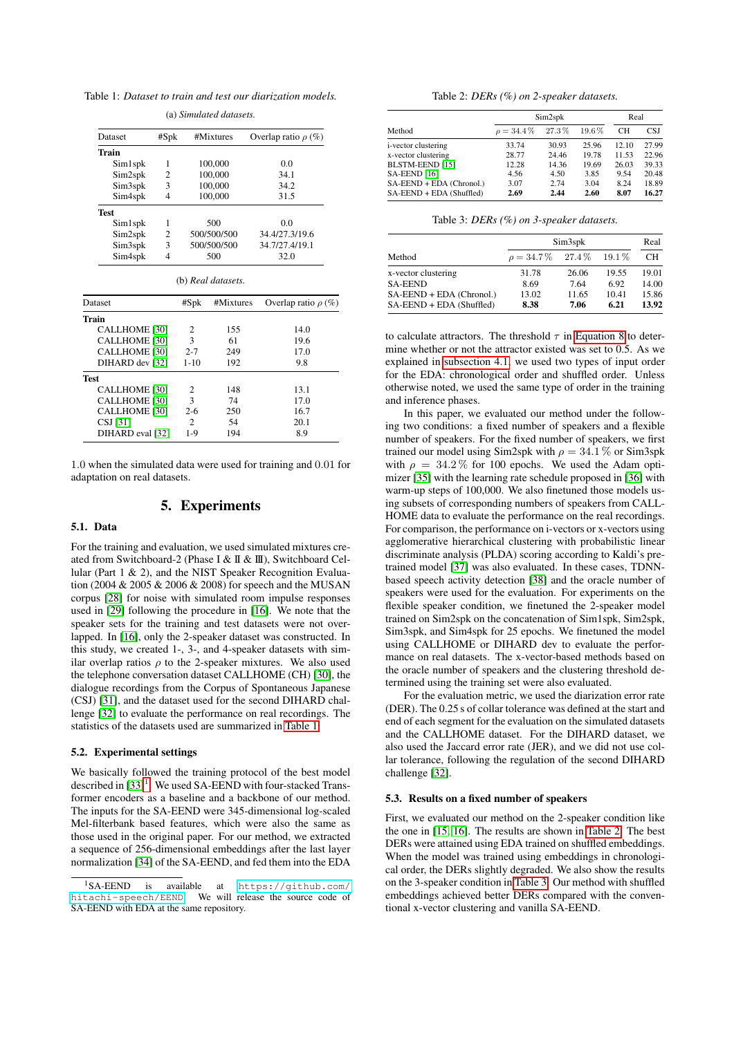Table 1: *Dataset to train and test our diarization models.*

(a) *Simulated datasets.*

| Dataset | #Spk | #Mixtures | Overlap ratio $\rho$ (%) |
|---|---|---|---|
| **Train** | | | |
| Sim1spk | 1 | 100,000 | 0.0 |
| Sim2spk | 2 | 100,000 | 34.1 |
| Sim3spk | 3 | 100,000 | 34.2 |
| Sim4spk | 4 | 100,000 | 31.5 |
| **Test** | | | |
| Sim1spk | 1 | 500 | 0.0 |
| Sim2spk | 2 | 500/500/500 | 34.4/27.3/19.6 |
| Sim3spk | 3 | 500/500/500 | 34.7/27.4/19.1 |
| Sim4spk | 4 | 500 | 32.0 |

(b) *Real datasets.*

| Dataset | #Spk | #Mixtures | Overlap ratio $\rho$ (%) |
|---|---|---|---|
| **Train** | | | |
| CALLHOME [30] | 2 | 155 | 14.0 |
| CALLHOME [30] | 3 | 61 | 19.6 |
| CALLHOME [30] | 2-7 | 249 | 17.0 |
| DIHARD dev [32] | 1-10 | 192 | 9.8 |
| **Test** | | | |
| CALLHOME [30] | 2 | 148 | 13.1 |
| CALLHOME [30] | 3 | 74 | 17.0 |
| CALLHOME [30] | 2-6 | 250 | 16.7 |
| CSJ [31] | 2 | 54 | 20.1 |
| DIHARD eval [32] | 1-9 | 194 | 8.9 |

1.0 when the simulated data were used for training and 0.01 for adaptation on real datasets.

# 5. Experiments

## 5.1. Data

For the training and evaluation, we used simulated mixtures created from Switchboard-2 (Phase I & II & III), Switchboard Cellular (Part 1 & 2), and the NIST Speaker Recognition Evaluation (2004 & 2005 & 2006 & 2008) for speech and the MUSAN corpus [28] for noise with simulated room impulse responses used in [29] following the procedure in [16]. We note that the speaker sets for the training and test datasets were not overlapped. In [16], only the 2-speaker dataset was constructed. In this study, we created 1-, 3-, and 4-speaker datasets with similar overlap ratios $\rho$ to the 2-speaker mixtures. We also used the telephone conversation dataset CALLHOME (CH) [30], the dialogue recordings from the Corpus of Spontaneous Japanese (CSJ) [31], and the dataset used for the second DIHARD challenge [32] to evaluate the performance on real recordings. The statistics of the datasets used are summarized in Table 1.

## 5.2. Experimental settings

We basically followed the training protocol of the best model described in [33][1]. We used SA-EEND with four-stacked Transformer encoders as a baseline and a backbone of our method. The inputs for the SA-EEND were 345-dimensional log-scaled Mel-filterbank based features, which were also the same as those used in the original paper. For our method, we extracted a sequence of 256-dimensional embeddings after the last layer normalization [34] of the SA-EEND, and fed them into the EDA to calculate attractors. The threshold $\tau$ in Equation 8 to determine whether or not the attractor existed was set to 0.5. As we explained in subsection 4.1, we used two types of input order for the EDA: chronological order and shuffled order. Unless otherwise noted, we used the same type of order in the training and inference phases.

In this paper, we evaluated our method under the following two conditions: a fixed number of speakers and a flexible number of speakers. For the fixed number of speakers, we first trained our model using Sim2spk with $\rho = 34.1\,\%$ or Sim3spk with $\rho = 34.2\,\%$ for 100 epochs. We used the Adam optimizer [35] with the learning rate schedule proposed in [36] with warm-up steps of 100,000. We also finetuned those models using subsets of corresponding numbers of speakers from CALLHOME data to evaluate the performance on the real recordings. For comparison, the performance on i-vectors or x-vectors using agglomerative hierarchical clustering with probabilistic linear discriminate analysis (PLDA) scoring according to Kaldi's pretrained model [37] was also evaluated. In these cases, TDNN-based speech activity detection [38] and the oracle number of speakers were used for the evaluation. For experiments on the flexible speaker condition, we finetuned the 2-speaker model trained on Sim2spk on the concatenation of Sim1spk, Sim2spk, Sim3spk, and Sim4spk for 25 epochs. We finetuned the model using CALLHOME or DIHARD dev to evaluate the performance on real datasets. The x-vector-based methods based on the oracle number of speakers and the clustering threshold determined using the training set were also evaluated.

For the evaluation metric, we used the diarization error rate (DER). The 0.25 s of collar tolerance was defined at the start and end of each segment for the evaluation on the simulated datasets and the CALLHOME dataset. For the DIHARD dataset, we also used the Jaccard error rate (JER), and we did not use collar tolerance, following the regulation of the second DIHARD challenge [32].

## 5.3. Results on a fixed number of speakers

First, we evaluated our method on the 2-speaker condition like the one in [15, 16]. The results are shown in Table 2. The best DERs were attained using EDA trained on shuffled embeddings. When the model was trained using embeddings in chronological order, the DERs slightly degraded. We also show the results on the 3-speaker condition in Table 3. Our method with shuffled embeddings achieved better DERs compared with the conventional x-vector clustering and vanilla SA-EEND.

Table 2: *DERs (%) on 2-speaker datasets.*

| Method | Sim2spk | | | Real | |
|---|---|---|---|---|---|
| | $\rho = 34.4\,\%$ | $27.3\,\%$ | $19.6\,\%$ | CH | CSJ |
| i-vector clustering | 33.74 | 30.93 | 25.96 | 12.10 | 27.99 |
| x-vector clustering | 28.77 | 24.46 | 19.78 | 11.53 | 22.96 |
| BLSTM-EEND [15] | 12.28 | 14.36 | 19.69 | 26.03 | 39.33 |
| SA-EEND [16] | 4.56 | 4.50 | 3.85 | 9.54 | 20.48 |
| SA-EEND + EDA (Chronol.) | 3.07 | 2.74 | 3.04 | 8.24 | 18.89 |
| SA-EEND + EDA (Shuffled) | **2.69** | **2.44** | **2.60** | **8.07** | **16.27** |

Table 3: *DERs (%) on 3-speaker datasets.*

| Method | Sim3spk | | | Real |
|---|---|---|---|---|
| | $\rho = 34.7\,\%$ | $27.4\,\%$ | $19.1\,\%$ | CH |
| x-vector clustering | 31.78 | 26.06 | 19.55 | 19.01 |
| SA-EEND | 8.69 | 7.64 | 6.92 | 14.00 |
| SA-EEND + EDA (Chronol.) | 13.02 | 11.65 | 10.41 | 15.86 |
| SA-EEND + EDA (Shuffled) | **8.38** | **7.06** | **6.21** | **13.92** |

[1] SA-EEND is available at https://github.com/hitachi-speech/EEND. We will release the source code of SA-EEND with EDA at the same repository.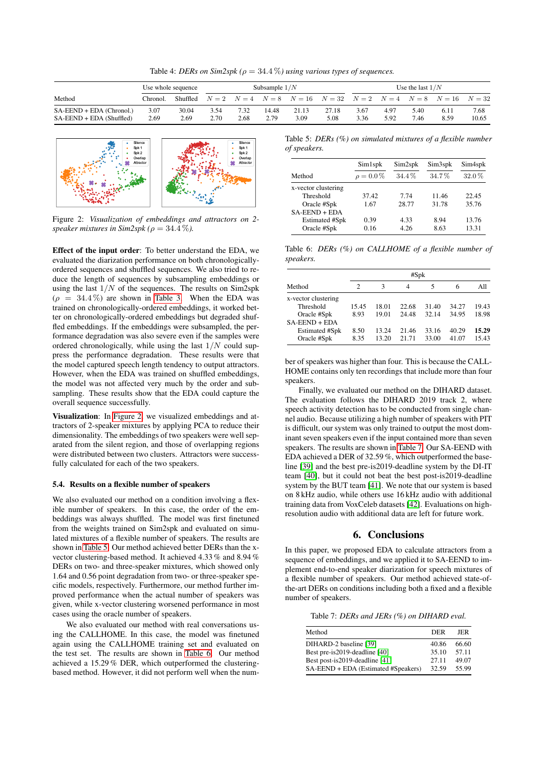Table 4: *DERs on Sim2spk ($\rho = 34.4\,\%$) using various types of sequences.*

| | Use whole sequence | | Subsample $1/N$ | | | | | Use the last $1/N$ | | | | |
|---|---|---|---|---|---|---|---|---|---|---|---|---|
| Method | Chronol. | Shuffled | $N=2$ | $N=4$ | $N=8$ | $N=16$ | $N=32$ | $N=2$ | $N=4$ | $N=8$ | $N=16$ | $N=32$ |
| SA-EEND + EDA (Chronol.) | 3.07 | 30.04 | 3.54 | 7.32 | 14.48 | 21.13 | 27.18 | 3.67 | 4.97 | 5.40 | 6.11 | 7.68 |
| SA-EEND + EDA (Shuffled) | 2.69 | 2.69 | 2.70 | 2.68 | 2.79 | 3.09 | 5.08 | 3.36 | 5.92 | 7.46 | 8.59 | 10.65 |

Silence
Spk 1
Spk 2
Overlap
Attractor

Figure 2: *Visualization of embeddings and attractors on 2-speaker mixtures in Sim2spk ($\rho = 34.4\,\%$).*

**Effect of the input order**: To better understand the EDA, we evaluated the diarization performance on both chronologically-ordered sequences and shuffled sequences. We also tried to reduce the length of sequences by subsampling embeddings or using the last $1/N$ of the sequences. The results on Sim2spk ($\rho = 34.4\,\%$) are shown in Table 3. When the EDA was trained on chronologically-ordered embeddings, it worked better on chronologically-ordered embeddings but degraded shuffled embeddings. If the embeddings were subsampled, the performance degradation was also severe even if the samples were ordered chronologically, while using the last $1/N$ could suppress the performance degradation. These results were that the model captured speech length tendency to output attractors. However, when the EDA was trained on shuffled embeddings, the model was not affected very much by the order and subsampling. These results show that the EDA could capture the overall sequence successfully.

**Visualization**: In Figure 2, we visualized embeddings and attractors of 2-speaker mixtures by applying PCA to reduce their dimensionality. The embeddings of two speakers were well separated from the silent region, and those of overlapping regions were distributed between two clusters. Attractors were successfully calculated for each of the two speakers.

### 5.4. Results on a flexible number of speakers

We also evaluated our method on a condition involving a flexible number of speakers. In this case, the order of the embeddings was always shuffled. The model was first finetuned from the weights trained on Sim2spk and evaluated on simulated mixtures of a flexible number of speakers. The results are shown in Table 5. Our method achieved better DERs than the x-vector clustering-based method. It achieved 4.33 % and 8.94 % DERs on two- and three-speaker mixtures, which showed only 1.64 and 0.56 point degradation from two- or three-speaker specific models, respectively. Furthermore, our method further improved performance when the actual number of speakers was given, while x-vector clustering worsened performance in most cases using the oracle number of speakers.

We also evaluated our method with real conversations using the CALLHOME. In this case, the model was finetuned again using the CALLHOME training set and evaluated on the test set. The results are shown in Table 6. Our method achieved a 15.29 % DER, which outperformed the clustering-based method. However, it did not perform well when the number of speakers was higher than four. This is because the CALLHOME contains only ten recordings that include more than four speakers.

Table 5: *DERs (%) on simulated mixtures of a flexible number of speakers.*

| | Sim1spk | Sim2spk | Sim3spk | Sim4spk |
|---|---|---|---|---|
| Method | $\rho = 0.0\,\%$ | 34.4 % | 34.7 % | 32.0 % |
| x-vector clustering | | | | |
| Threshold | 37.42 | 7.74 | 11.46 | 22.45 |
| Oracle #Spk | 1.67 | 28.77 | 31.78 | 35.76 |
| SA-EEND + EDA | | | | |
| Estimated #Spk | 0.39 | 4.33 | 8.94 | 13.76 |
| Oracle #Spk | 0.16 | 4.26 | 8.63 | 13.31 |

Table 6: *DERs (%) on CALLHOME of a flexible number of speakers.*

| | #Spk | | | | | |
|---|---|---|---|---|---|---|
| Method | 2 | 3 | 4 | 5 | 6 | All |
| x-vector clustering | | | | | | |
| Threshold | 15.45 | 18.01 | 22.68 | 31.40 | 34.27 | 19.43 |
| Oracle #Spk | 8.93 | 19.01 | 24.48 | 32.14 | 34.95 | 18.98 |
| SA-EEND + EDA | | | | | | |
| Estimated #Spk | 8.50 | 13.24 | 21.46 | 33.16 | 40.29 | **15.29** |
| Oracle #Spk | 8.35 | 13.20 | 21.71 | 33.00 | 41.07 | 15.43 |

Finally, we evaluated our method on the DIHARD dataset. The evaluation follows the DIHARD 2019 track 2, where speech activity detection has to be conducted from single channel audio. Because utilizing a high number of speakers with PIT is difficult, our system was only trained to output the most dominant seven speakers even if the input contained more than seven speakers. The results are shown in Table 7. Our SA-EEND with EDA achieved a DER of 32.59 %, which outperformed the baseline [39] and the best pre-is2019-deadline system by the DI-IT team [40], but it could not beat the best post-is2019-deadline system by the BUT team [41]. We note that our system is based on 8 kHz audio, while others use 16 kHz audio with additional training data from VoxCeleb datasets [42]. Evaluations on high-resolution audio with additional data are left for future work.

## 6. Conclusions

In this paper, we proposed EDA to calculate attractors from a sequence of embeddings, and we applied it to SA-EEND to implement end-to-end speaker diarization for speech mixtures of a flexible number of speakers. Our method achieved state-of-the-art DERs on conditions including both a fixed and a flexible number of speakers.

Table 7: *DERs and JERs (%) on DIHARD eval.*

| Method | DER | JER |
|---|---|---|
| DIHARD-2 baseline [39] | 40.86 | 66.60 |
| Best pre-is2019-deadline [40] | 35.10 | 57.11 |
| Best post-is2019-deadline [41] | 27.11 | 49.07 |
| SA-EEND + EDA (Estimated #Speakers) | 32.59 | 55.99 |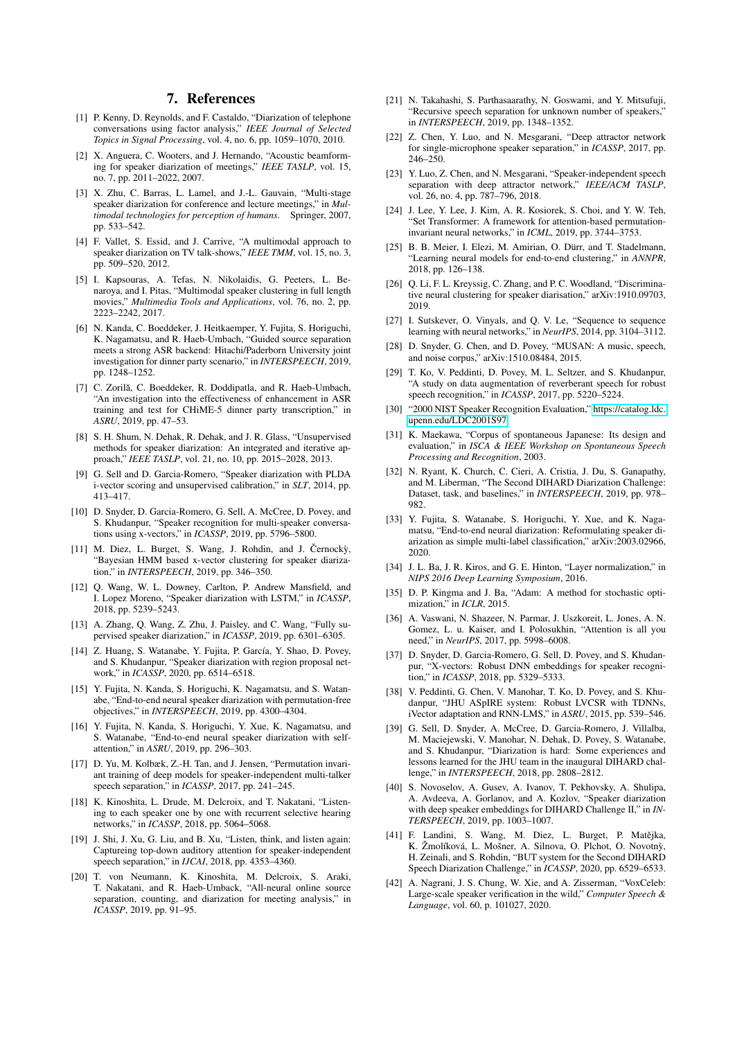## 7. References

[1] P. Kenny, D. Reynolds, and F. Castaldo, "Diarization of telephone conversations using factor analysis," *IEEE Journal of Selected Topics in Signal Processing*, vol. 4, no. 6, pp. 1059–1070, 2010.

[2] X. Anguera, C. Wooters, and J. Hernando, "Acoustic beamforming for speaker diarization of meetings," *IEEE TASLP*, vol. 15, no. 7, pp. 2011–2022, 2007.

[3] X. Zhu, C. Barras, L. Lamel, and J.-L. Gauvain, "Multi-stage speaker diarization for conference and lecture meetings," in *Multimodal technologies for perception of humans*. Springer, 2007, pp. 533–542.

[4] F. Vallet, S. Essid, and J. Carrive, "A multimodal approach to speaker diarization on TV talk-shows," *IEEE TMM*, vol. 15, no. 3, pp. 509–520, 2012.

[5] I. Kapsouras, A. Tefas, N. Nikolaidis, G. Peeters, L. Benaroya, and I. Pitas, "Multimodal speaker clustering in full length movies," *Multimedia Tools and Applications*, vol. 76, no. 2, pp. 2223–2242, 2017.

[6] N. Kanda, C. Boeddeker, J. Heitkaemper, Y. Fujita, S. Horiguchi, K. Nagamatsu, and R. Haeb-Umbach, "Guided source separation meets a strong ASR backend: Hitachi/Paderborn University joint investigation for dinner party scenario," in *INTERSPEECH*, 2019, pp. 1248–1252.

[7] C. Zorilă, C. Boeddeker, R. Doddipatla, and R. Haeb-Umbach, "An investigation into the effectiveness of enhancement in ASR training and test for CHiME-5 dinner party transcription," in *ASRU*, 2019, pp. 47–53.

[8] S. H. Shum, N. Dehak, R. Dehak, and J. R. Glass, "Unsupervised methods for speaker diarization: An integrated and iterative approach," *IEEE TASLP*, vol. 21, no. 10, pp. 2015–2028, 2013.

[9] G. Sell and D. Garcia-Romero, "Speaker diarization with PLDA i-vector scoring and unsupervised calibration," in *SLT*, 2014, pp. 413–417.

[10] D. Snyder, D. Garcia-Romero, G. Sell, A. McCree, D. Povey, and S. Khudanpur, "Speaker recognition for multi-speaker conversations using x-vectors," in *ICASSP*, 2019, pp. 5796–5800.

[11] M. Diez, L. Burget, S. Wang, J. Rohdin, and J. Černockỳ, "Bayesian HMM based x-vector clustering for speaker diarization," in *INTERSPEECH*, 2019, pp. 346–350.

[12] Q. Wang, W. L. Downey, Carlton, P. Andrew Mansfield, and I. Lopez Moreno, "Speaker diarization with LSTM," in *ICASSP*, 2018, pp. 5239–5243.

[13] A. Zhang, Q. Wang, Z. Zhu, J. Paisley, and C. Wang, "Fully supervised speaker diarization," in *ICASSP*, 2019, pp. 6301–6305.

[14] Z. Huang, S. Watanabe, Y. Fujita, P. García, Y. Shao, D. Povey, and S. Khudanpur, "Speaker diarization with region proposal network," in *ICASSP*, 2020, pp. 6514–6518.

[15] Y. Fujita, N. Kanda, S. Horiguchi, K. Nagamatsu, and S. Watanabe, "End-to-end neural speaker diarization with permutation-free objectives," in *INTERSPEECH*, 2019, pp. 4300–4304.

[16] Y. Fujita, N. Kanda, S. Horiguchi, Y. Xue, K. Nagamatsu, and S. Watanabe, "End-to-end neural speaker diarization with self-attention," in *ASRU*, 2019, pp. 296–303.

[17] D. Yu, M. Kolbæk, Z.-H. Tan, and J. Jensen, "Permutation invariant training of deep models for speaker-independent multi-talker speech separation," in *ICASSP*, 2017, pp. 241–245.

[18] K. Kinoshita, L. Drude, M. Delcroix, and T. Nakatani, "Listening to each speaker one by one with recurrent selective hearing networks," in *ICASSP*, 2018, pp. 5064–5068.

[19] J. Shi, J. Xu, G. Liu, and B. Xu, "Listen, think, and listen again: Captureing top-down auditory attention for speaker-independent speech separation," in *IJCAI*, 2018, pp. 4353–4360.

[20] T. von Neumann, K. Kinoshita, M. Delcroix, S. Araki, T. Nakatani, and R. Haeb-Umback, "All-neural online source separation, counting, and diarization for meeting analysis," in *ICASSP*, 2019, pp. 91–95.

[21] N. Takahashi, S. Parthasaarathy, N. Goswami, and Y. Mitsufuji, "Recursive speech separation for unknown number of speakers," in *INTERSPEECH*, 2019, pp. 1348–1352.

[22] Z. Chen, Y. Luo, and N. Mesgarani, "Deep attractor network for single-microphone speaker separation," in *ICASSP*, 2017, pp. 246–250.

[23] Y. Luo, Z. Chen, and N. Mesgarani, "Speaker-independent speech separation with deep attractor network," *IEEE/ACM TASLP*, vol. 26, no. 4, pp. 787–796, 2018.

[24] J. Lee, Y. Lee, J. Kim, A. R. Kosiorek, S. Choi, and Y. W. Teh, "Set Transformer: A framework for attention-based permutation-invariant neural networks," in *ICML*, 2019, pp. 3744–3753.

[25] B. B. Meier, I. Elezi, M. Amirian, O. Dürr, and T. Stadelmann, "Learning neural models for end-to-end clustering," in *ANNPR*, 2018, pp. 126–138.

[26] Q. Li, F. L. Kreyssig, C. Zhang, and P. C. Woodland, "Discriminative neural clustering for speaker diarisation," arXiv:1910.09703, 2019.

[27] I. Sutskever, O. Vinyals, and Q. V. Le, "Sequence to sequence learning with neural networks," in *NeurIPS*, 2014, pp. 3104–3112.

[28] D. Snyder, G. Chen, and D. Povey, "MUSAN: A music, speech, and noise corpus," arXiv:1510.08484, 2015.

[29] T. Ko, V. Peddinti, D. Povey, M. L. Seltzer, and S. Khudanpur, "A study on data augmentation of reverberant speech for robust speech recognition," in *ICASSP*, 2017, pp. 5220–5224.

[30] "2000 NIST Speaker Recognition Evaluation," https://catalog.ldc.upenn.edu/LDC2001S97.

[31] K. Maekawa, "Corpus of spontaneous Japanese: Its design and evaluation," in *ISCA & IEEE Workshop on Spontaneous Speech Processing and Recognition*, 2003.

[32] N. Ryant, K. Church, C. Cieri, A. Cristia, J. Du, S. Ganapathy, and M. Liberman, "The Second DIHARD Diarization Challenge: Dataset, task, and baselines," in *INTERSPEECH*, 2019, pp. 978–982.

[33] Y. Fujita, S. Watanabe, S. Horiguchi, Y. Xue, and K. Nagamatsu, "End-to-end neural diarization: Reformulating speaker diarization as simple multi-label classification," arXiv:2003.02966, 2020.

[34] J. L. Ba, J. R. Kiros, and G. E. Hinton, "Layer normalization," in *NIPS 2016 Deep Learning Symposium*, 2016.

[35] D. P. Kingma and J. Ba, "Adam: A method for stochastic optimization," in *ICLR*, 2015.

[36] A. Vaswani, N. Shazeer, N. Parmar, J. Uszkoreit, L. Jones, A. N. Gomez, L. u. Kaiser, and I. Polosukhin, "Attention is all you need," in *NeurIPS*, 2017, pp. 5998–6008.

[37] D. Snyder, D. Garcia-Romero, G. Sell, D. Povey, and S. Khudanpur, "X-vectors: Robust DNN embeddings for speaker recognition," in *ICASSP*, 2018, pp. 5329–5333.

[38] V. Peddinti, G. Chen, V. Manohar, T. Ko, D. Povey, and S. Khudanpur, "JHU ASpIRE system: Robust LVCSR with TDNNs, iVector adaptation and RNN-LMS," in *ASRU*, 2015, pp. 539–546.

[39] G. Sell, D. Snyder, A. McCree, D. Garcia-Romero, J. Villalba, M. Maciejewski, V. Manohar, N. Dehak, D. Povey, S. Watanabe, and S. Khudanpur, "Diarization is hard: Some experiences and lessons learned for the JHU team in the inaugural DIHARD challenge," in *INTERSPEECH*, 2018, pp. 2808–2812.

[40] S. Novoselov, A. Gusev, A. Ivanov, T. Pekhovsky, A. Shulipa, A. Avdeeva, A. Gorlanov, and A. Kozlov, "Speaker diarization with deep speaker embeddings for DIHARD Challenge II," in *INTERSPEECH*, 2019, pp. 1003–1007.

[41] F. Landini, S. Wang, M. Diez, L. Burget, P. Matějka, K. Žmolíková, L. Mošner, A. Silnova, O. Plchot, O. Novotnỳ, H. Zeinali, and S. Rohdin, "BUT system for the Second DIHARD Speech Diarization Challenge," in *ICASSP*, 2020, pp. 6529–6533.

[42] A. Nagrani, J. S. Chung, W. Xie, and A. Zisserman, "VoxCeleb: Large-scale speaker verification in the wild," *Computer Speech & Language*, vol. 60, p. 101027, 2020.